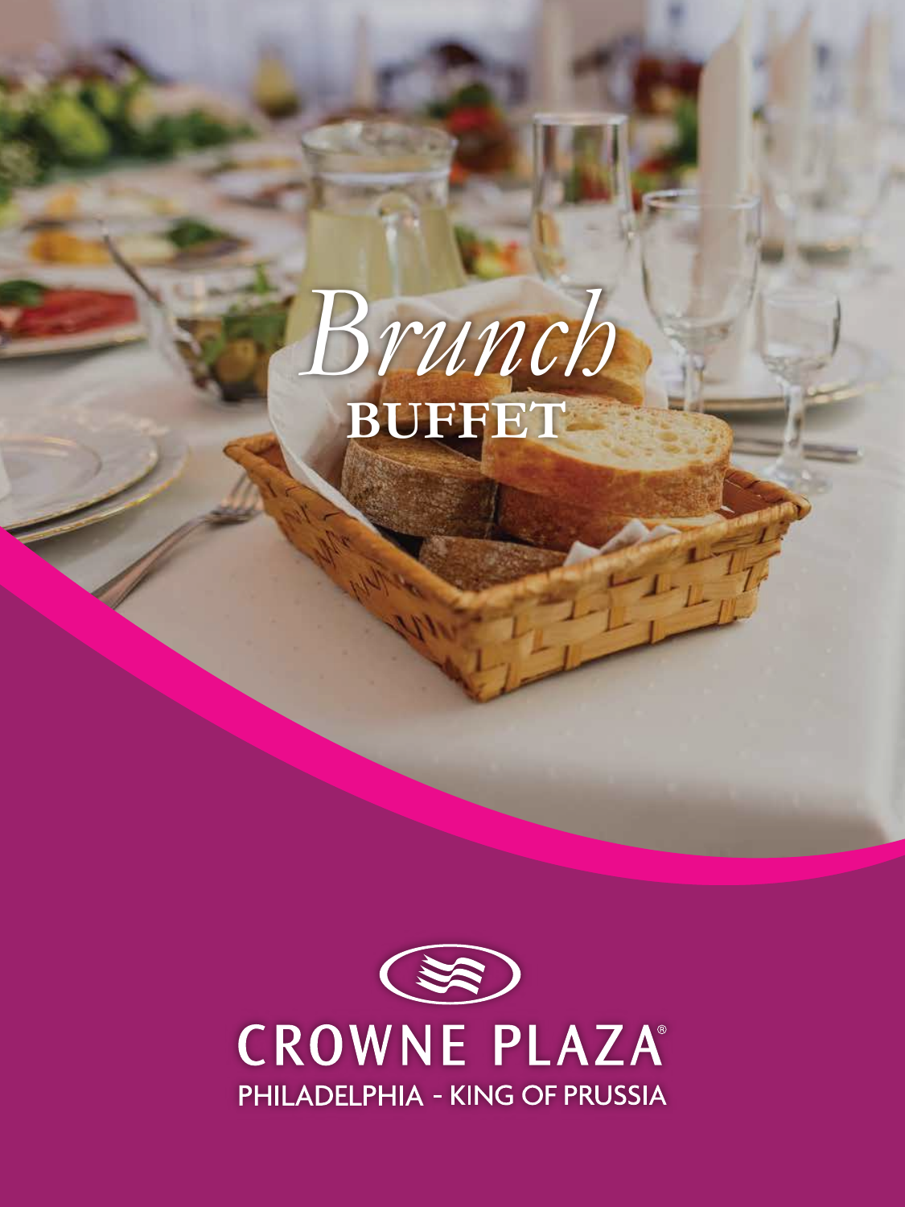# *Brunch* BUFFET

CROWNE PLAZA®

PHILADELPHIA - KING OF PRUSSIA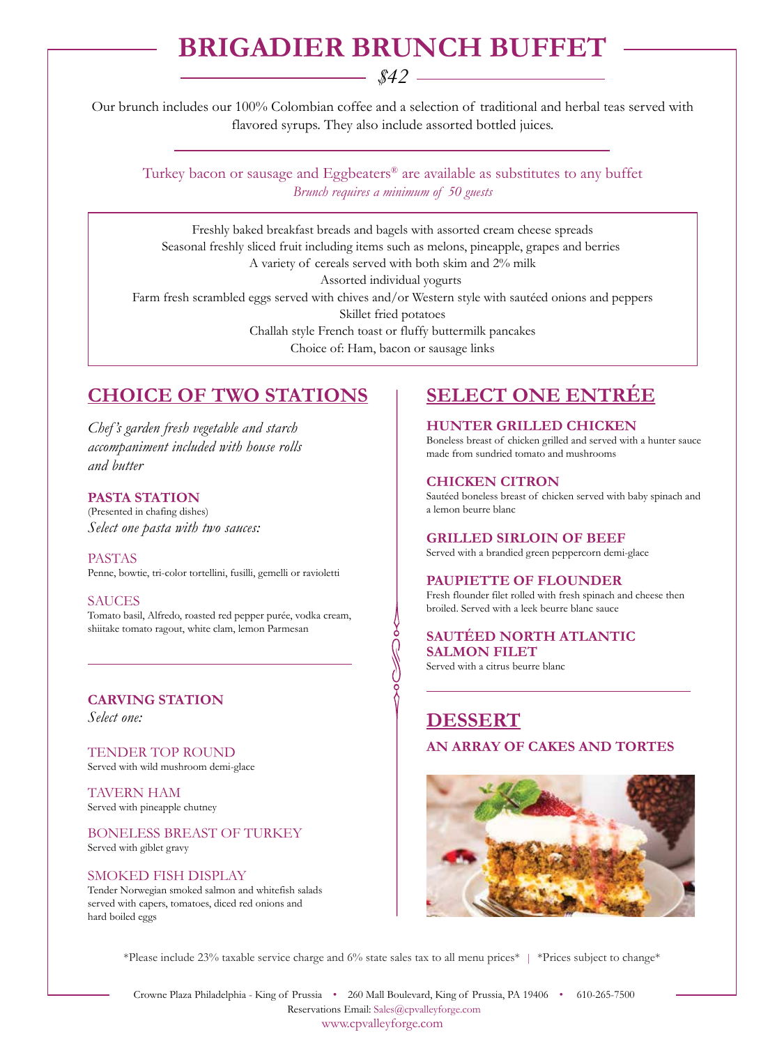# BRIGADIER BRUNCH BUFFET

*$42*

Our brunch includes our 100% Colombian coffee and a selection of traditional and herbal teas served with flavored syrups. They also include assorted bottled juices.

Turkey bacon or sausage and Eggbeaters® are available as substitutes to any buffet

*Brunch requires a minimum of 50 guests*

Freshly baked breakfast breads and bagels with assorted cream cheese spreads
Seasonal freshly sliced fruit including items such as melons, pineapple, grapes and berries
A variety of cereals served with both skim and 2% milk
Assorted individual yogurts
Farm fresh scrambled eggs served with chives and/or Western style with sautéed onions and peppers
Skillet fried potatoes
Challah style French toast or fluffy buttermilk pancakes
Choice of: Ham, bacon or sausage links

## CHOICE OF TWO STATIONS

*Chef's garden fresh vegetable and starch accompaniment included with house rolls and butter*

### PASTA STATION

(Presented in chafing dishes)

*Select one pasta with two sauces:*

PASTAS

Penne, bowtie, tri-color tortellini, fusilli, gemelli or ravioletti

SAUCES

Tomato basil, Alfredo, roasted red pepper purée, vodka cream, shiitake tomato ragout, white clam, lemon Parmesan

### CARVING STATION

*Select one:*

TENDER TOP ROUND

Served with wild mushroom demi-glace

TAVERN HAM

Served with pineapple chutney

BONELESS BREAST OF TURKEY

Served with giblet gravy

SMOKED FISH DISPLAY

Tender Norwegian smoked salmon and whitefish salads served with capers, tomatoes, diced red onions and hard boiled eggs

## SELECT ONE ENTRÉE

### HUNTER GRILLED CHICKEN

Boneless breast of chicken grilled and served with a hunter sauce made from sundried tomato and mushrooms

### CHICKEN CITRON

Sautéed boneless breast of chicken served with baby spinach and a lemon beurre blanc

### GRILLED SIRLOIN OF BEEF

Served with a brandied green peppercorn demi-glace

### PAUPIETTE OF FLOUNDER

Fresh flounder filet rolled with fresh spinach and cheese then broiled. Served with a leek beurre blanc sauce

### SAUTÉED NORTH ATLANTIC SALMON FILET

Served with a citrus beurre blanc

## DESSERT

### AN ARRAY OF CAKES AND TORTES

\*Please include 23% taxable service charge and 6% state sales tax to all menu prices\* | \*Prices subject to change\*

Crowne Plaza Philadelphia - King of Prussia • 260 Mall Boulevard, King of Prussia, PA 19406 • 610-265-7500
Reservations Email: Sales@cpvalleyforge.com
www.cpvalleyforge.com